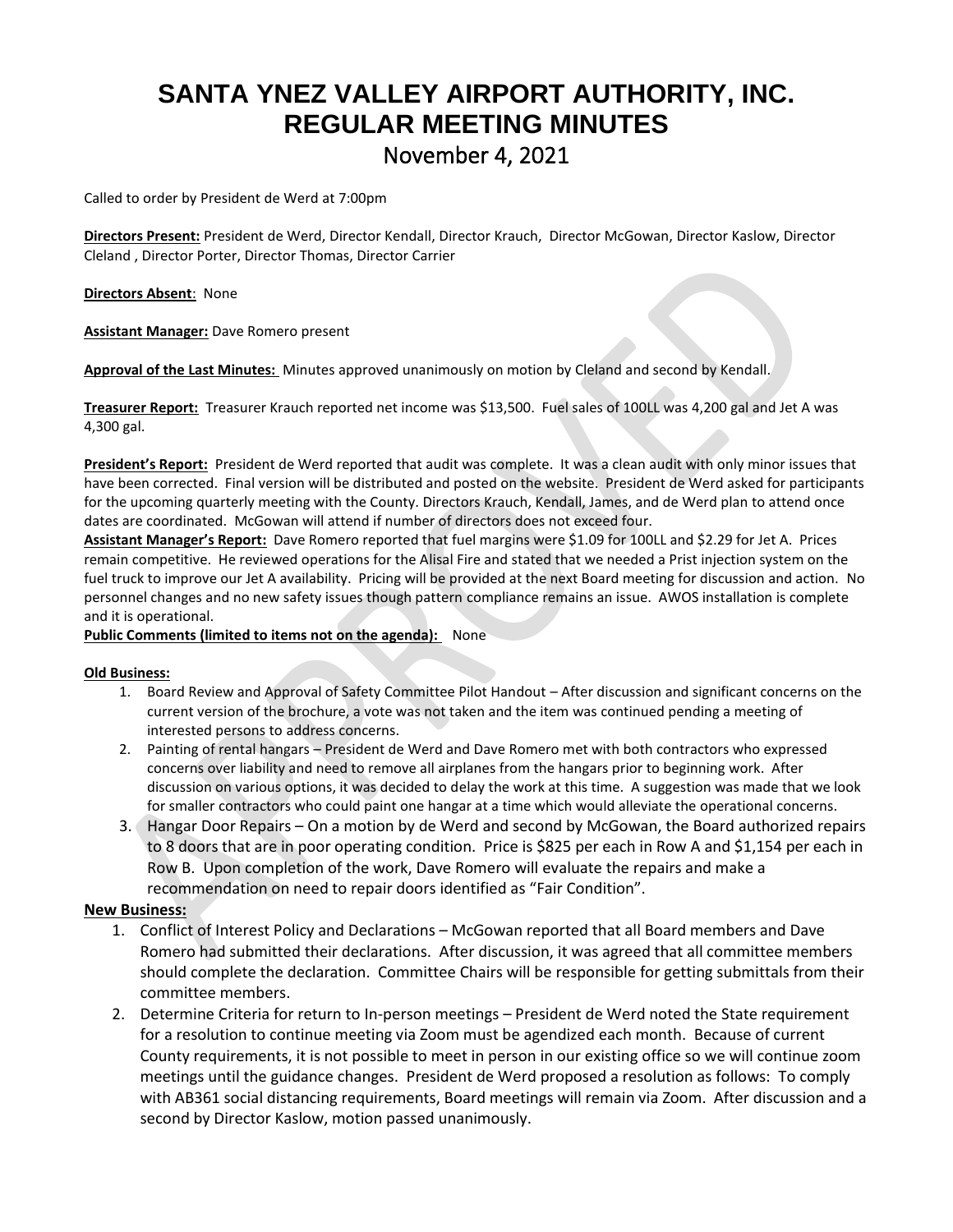# SANTA YNEZ VALLEY AIRPORT AUTHORITY, INC.
# REGULAR MEETING MINUTES
## November 4, 2021

Called to order by President de Werd at 7:00pm

**Directors Present:** President de Werd, Director Kendall, Director Krauch, Director McGowan, Director Kaslow, Director Cleland , Director Porter, Director Thomas, Director Carrier

**Directors Absent**: None

**Assistant Manager:** Dave Romero present

**Approval of the Last Minutes:** Minutes approved unanimously on motion by Cleland and second by Kendall.

**Treasurer Report:** Treasurer Krauch reported net income was $13,500. Fuel sales of 100LL was 4,200 gal and Jet A was 4,300 gal.

**President's Report:** President de Werd reported that audit was complete. It was a clean audit with only minor issues that have been corrected. Final version will be distributed and posted on the website. President de Werd asked for participants for the upcoming quarterly meeting with the County. Directors Krauch, Kendall, James, and de Werd plan to attend once dates are coordinated. McGowan will attend if number of directors does not exceed four.

**Assistant Manager's Report:** Dave Romero reported that fuel margins were $1.09 for 100LL and $2.29 for Jet A. Prices remain competitive. He reviewed operations for the Alisal Fire and stated that we needed a Prist injection system on the fuel truck to improve our Jet A availability. Pricing will be provided at the next Board meeting for discussion and action. No personnel changes and no new safety issues though pattern compliance remains an issue. AWOS installation is complete and it is operational.

**Public Comments (limited to items not on the agenda):** None

**Old Business:**

1. Board Review and Approval of Safety Committee Pilot Handout – After discussion and significant concerns on the current version of the brochure, a vote was not taken and the item was continued pending a meeting of interested persons to address concerns.
2. Painting of rental hangars – President de Werd and Dave Romero met with both contractors who expressed concerns over liability and need to remove all airplanes from the hangars prior to beginning work. After discussion on various options, it was decided to delay the work at this time. A suggestion was made that we look for smaller contractors who could paint one hangar at a time which would alleviate the operational concerns.
3. Hangar Door Repairs – On a motion by de Werd and second by McGowan, the Board authorized repairs to 8 doors that are in poor operating condition. Price is $825 per each in Row A and $1,154 per each in Row B. Upon completion of the work, Dave Romero will evaluate the repairs and make a recommendation on need to repair doors identified as "Fair Condition".

**New Business:**

1. Conflict of Interest Policy and Declarations – McGowan reported that all Board members and Dave Romero had submitted their declarations. After discussion, it was agreed that all committee members should complete the declaration. Committee Chairs will be responsible for getting submittals from their committee members.
2. Determine Criteria for return to In-person meetings – President de Werd noted the State requirement for a resolution to continue meeting via Zoom must be agendized each month. Because of current County requirements, it is not possible to meet in person in our existing office so we will continue zoom meetings until the guidance changes. President de Werd proposed a resolution as follows: To comply with AB361 social distancing requirements, Board meetings will remain via Zoom. After discussion and a second by Director Kaslow, motion passed unanimously.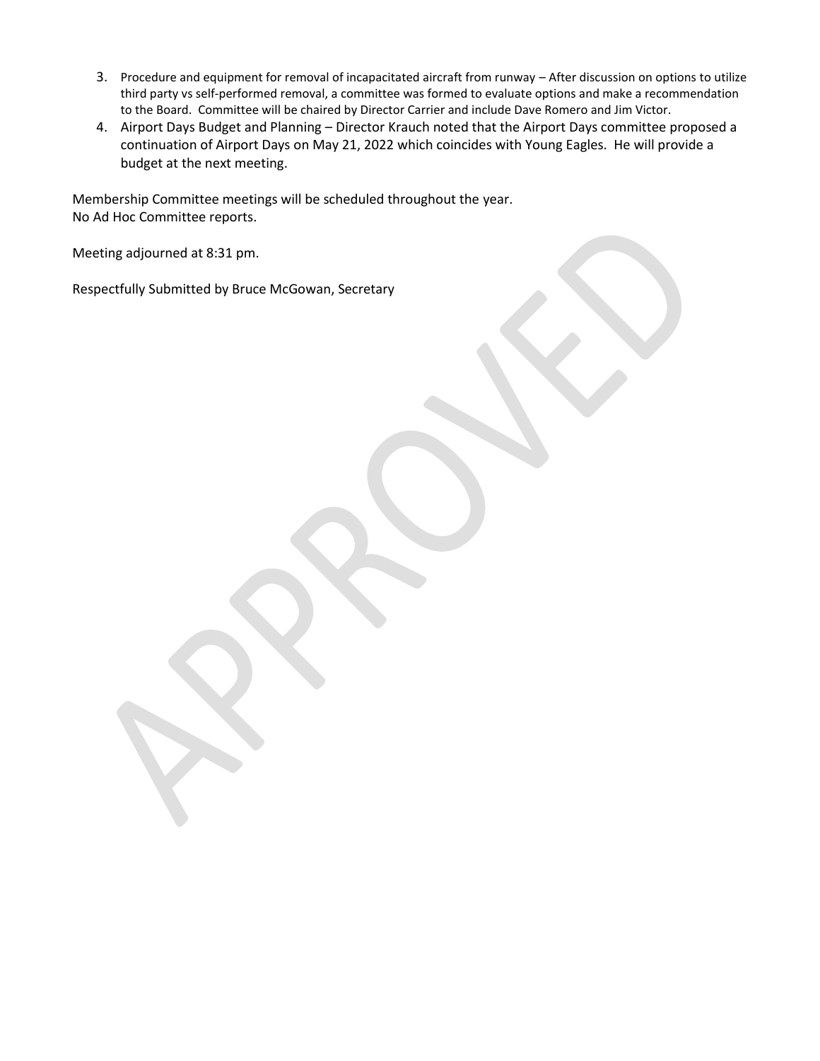3. Procedure and equipment for removal of incapacitated aircraft from runway – After discussion on options to utilize third party vs self-performed removal, a committee was formed to evaluate options and make a recommendation to the Board. Committee will be chaired by Director Carrier and include Dave Romero and Jim Victor.
4. Airport Days Budget and Planning – Director Krauch noted that the Airport Days committee proposed a continuation of Airport Days on May 21, 2022 which coincides with Young Eagles. He will provide a budget at the next meeting.

Membership Committee meetings will be scheduled throughout the year.
No Ad Hoc Committee reports.

Meeting adjourned at 8:31 pm.

Respectfully Submitted by Bruce McGowan, Secretary